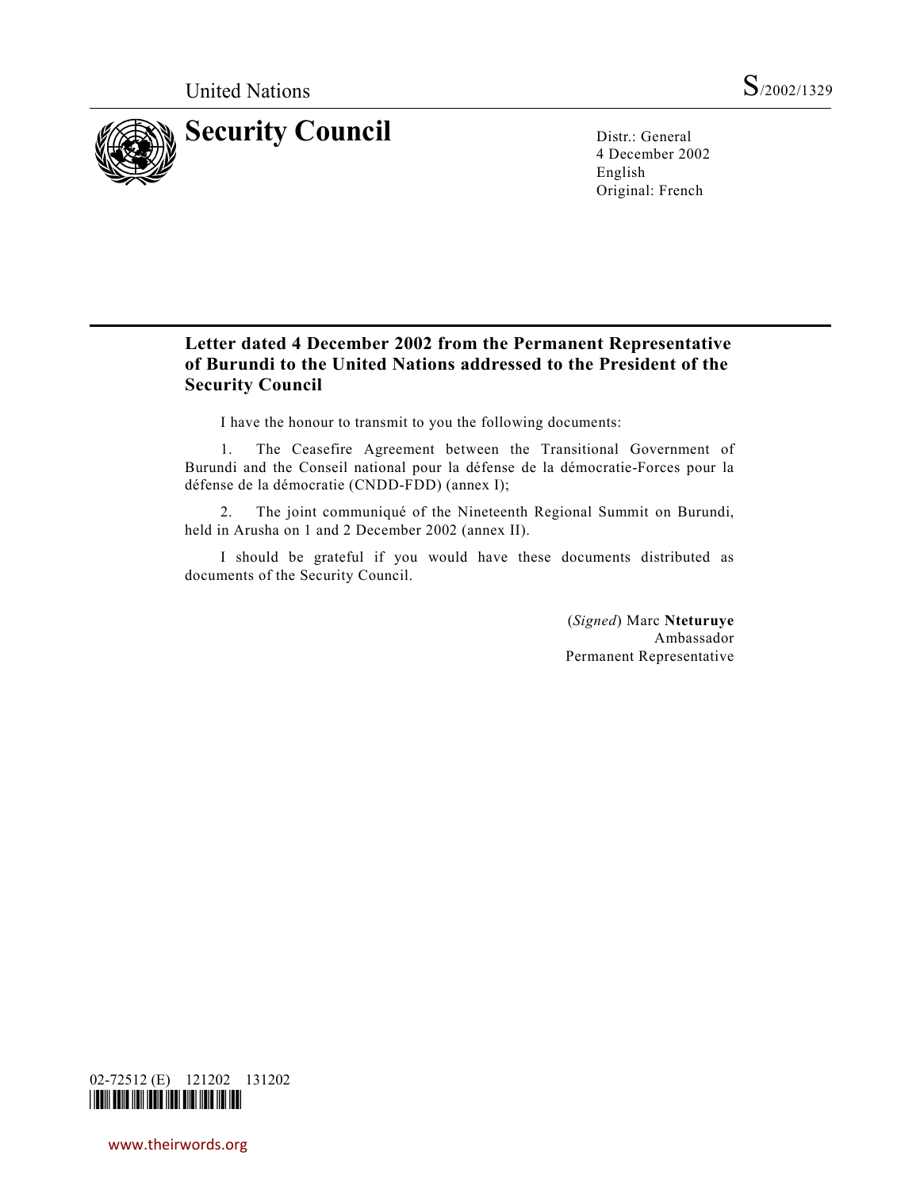United Nations

S/2002/1329

# Security Council

Distr.: General
4 December 2002
English
Original: French

## Letter dated 4 December 2002 from the Permanent Representative of Burundi to the United Nations addressed to the President of the Security Council

I have the honour to transmit to you the following documents:

1. The Ceasefire Agreement between the Transitional Government of Burundi and the Conseil national pour la défense de la démocratie-Forces pour la défense de la démocratie (CNDD-FDD) (annex I);

2. The joint communiqué of the Nineteenth Regional Summit on Burundi, held in Arusha on 1 and 2 December 2002 (annex II).

I should be grateful if you would have these documents distributed as documents of the Security Council.

(*Signed*) Marc **Nteturuye**
Ambassador
Permanent Representative

02-72512 (E) 121202 131202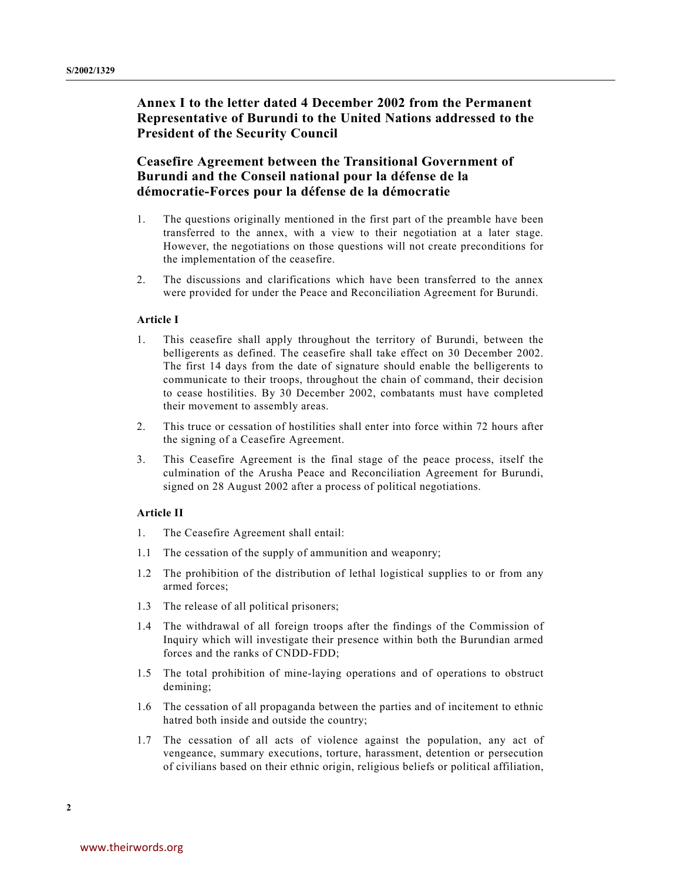## Annex I to the letter dated 4 December 2002 from the Permanent Representative of Burundi to the United Nations addressed to the President of the Security Council

## Ceasefire Agreement between the Transitional Government of Burundi and the Conseil national pour la défense de la démocratie-Forces pour la défense de la démocratie

1. The questions originally mentioned in the first part of the preamble have been transferred to the annex, with a view to their negotiation at a later stage. However, the negotiations on those questions will not create preconditions for the implementation of the ceasefire.

2. The discussions and clarifications which have been transferred to the annex were provided for under the Peace and Reconciliation Agreement for Burundi.

### Article I

1. This ceasefire shall apply throughout the territory of Burundi, between the belligerents as defined. The ceasefire shall take effect on 30 December 2002. The first 14 days from the date of signature should enable the belligerents to communicate to their troops, throughout the chain of command, their decision to cease hostilities. By 30 December 2002, combatants must have completed their movement to assembly areas.

2. This truce or cessation of hostilities shall enter into force within 72 hours after the signing of a Ceasefire Agreement.

3. This Ceasefire Agreement is the final stage of the peace process, itself the culmination of the Arusha Peace and Reconciliation Agreement for Burundi, signed on 28 August 2002 after a process of political negotiations.

### Article II

1. The Ceasefire Agreement shall entail:

1.1 The cessation of the supply of ammunition and weaponry;

1.2 The prohibition of the distribution of lethal logistical supplies to or from any armed forces;

1.3 The release of all political prisoners;

1.4 The withdrawal of all foreign troops after the findings of the Commission of Inquiry which will investigate their presence within both the Burundian armed forces and the ranks of CNDD-FDD;

1.5 The total prohibition of mine-laying operations and of operations to obstruct demining;

1.6 The cessation of all propaganda between the parties and of incitement to ethnic hatred both inside and outside the country;

1.7 The cessation of all acts of violence against the population, any act of vengeance, summary executions, torture, harassment, detention or persecution of civilians based on their ethnic origin, religious beliefs or political affiliation,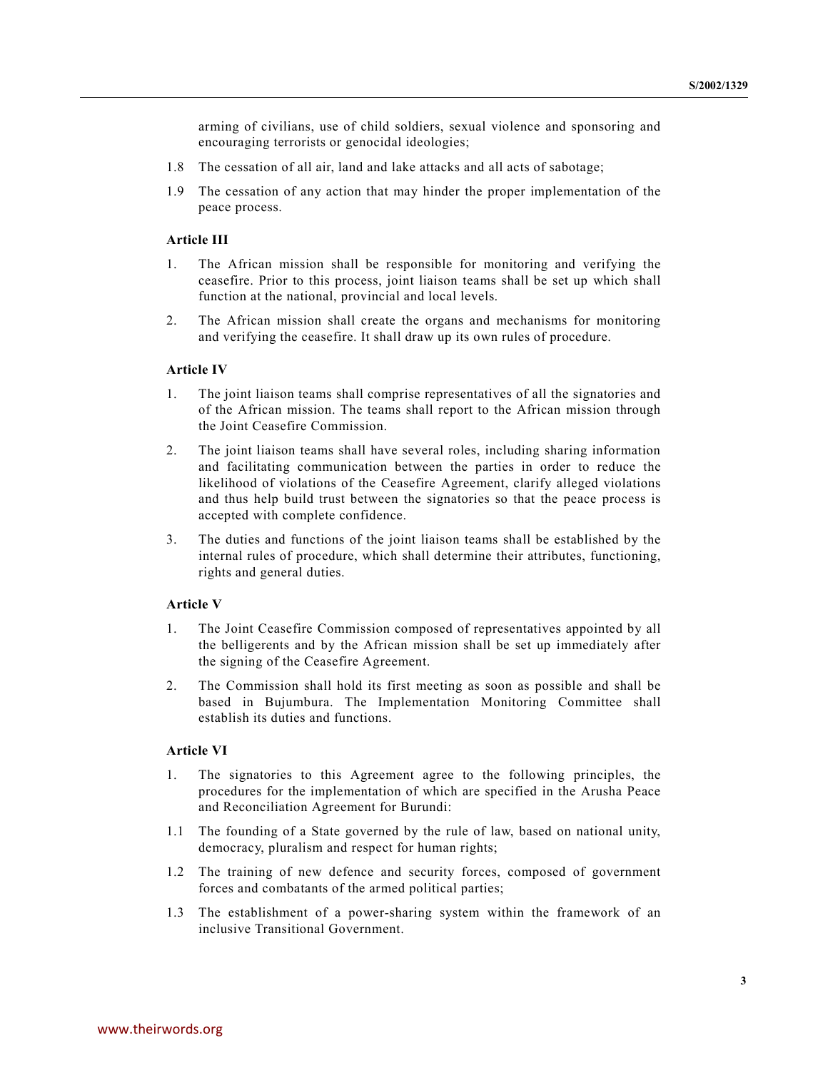arming of civilians, use of child soldiers, sexual violence and sponsoring and encouraging terrorists or genocidal ideologies;

1.8 The cessation of all air, land and lake attacks and all acts of sabotage;

1.9 The cessation of any action that may hinder the proper implementation of the peace process.

**Article III**

1. The African mission shall be responsible for monitoring and verifying the ceasefire. Prior to this process, joint liaison teams shall be set up which shall function at the national, provincial and local levels.

2. The African mission shall create the organs and mechanisms for monitoring and verifying the ceasefire. It shall draw up its own rules of procedure.

**Article IV**

1. The joint liaison teams shall comprise representatives of all the signatories and of the African mission. The teams shall report to the African mission through the Joint Ceasefire Commission.

2. The joint liaison teams shall have several roles, including sharing information and facilitating communication between the parties in order to reduce the likelihood of violations of the Ceasefire Agreement, clarify alleged violations and thus help build trust between the signatories so that the peace process is accepted with complete confidence.

3. The duties and functions of the joint liaison teams shall be established by the internal rules of procedure, which shall determine their attributes, functioning, rights and general duties.

**Article V**

1. The Joint Ceasefire Commission composed of representatives appointed by all the belligerents and by the African mission shall be set up immediately after the signing of the Ceasefire Agreement.

2. The Commission shall hold its first meeting as soon as possible and shall be based in Bujumbura. The Implementation Monitoring Committee shall establish its duties and functions.

**Article VI**

1. The signatories to this Agreement agree to the following principles, the procedures for the implementation of which are specified in the Arusha Peace and Reconciliation Agreement for Burundi:

1.1 The founding of a State governed by the rule of law, based on national unity, democracy, pluralism and respect for human rights;

1.2 The training of new defence and security forces, composed of government forces and combatants of the armed political parties;

1.3 The establishment of a power-sharing system within the framework of an inclusive Transitional Government.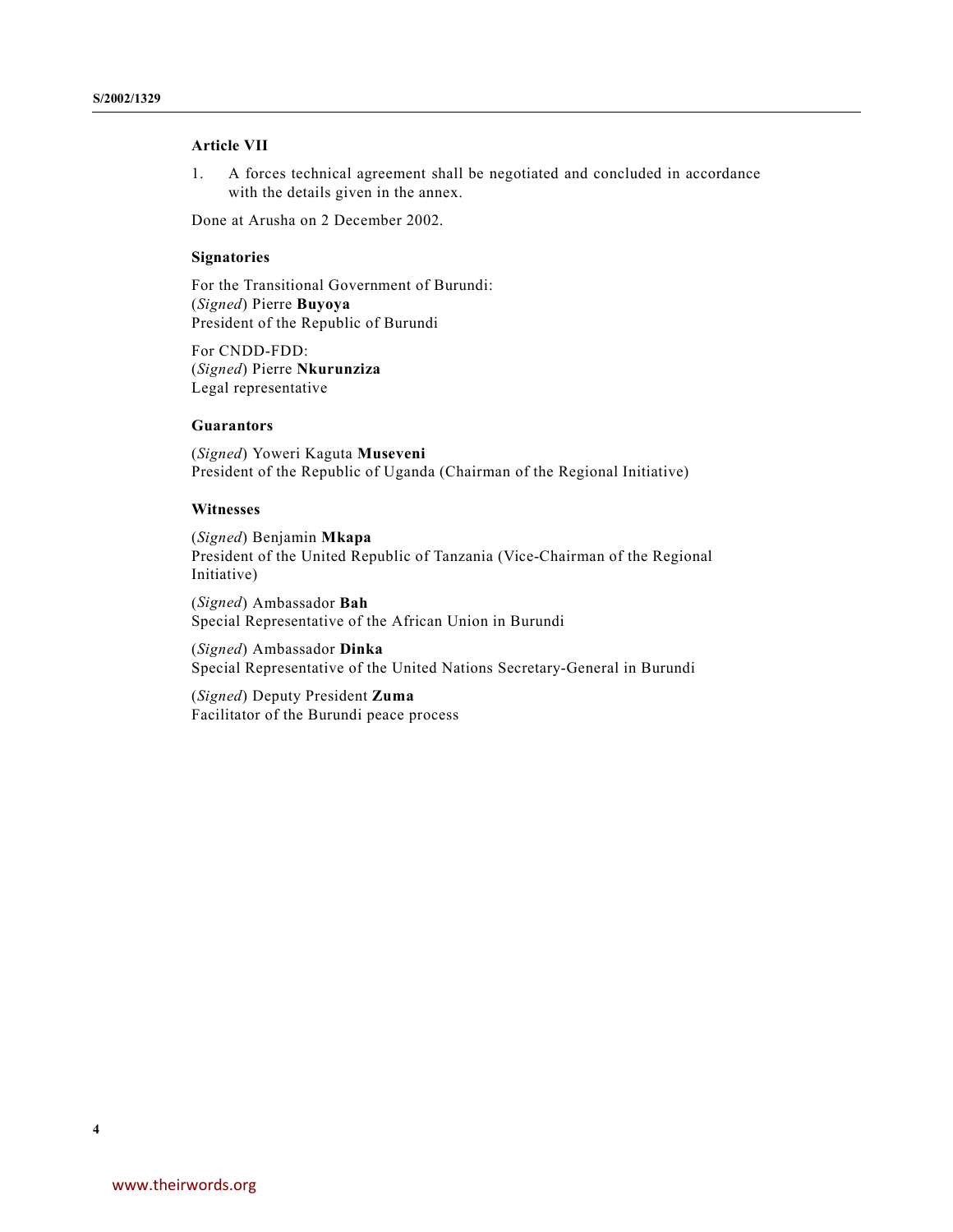### Article VII

1. A forces technical agreement shall be negotiated and concluded in accordance with the details given in the annex.

Done at Arusha on 2 December 2002.

### Signatories

For the Transitional Government of Burundi:
(*Signed*) Pierre **Buyoya**
President of the Republic of Burundi

For CNDD-FDD:
(*Signed*) Pierre **Nkurunziza**
Legal representative

### Guarantors

(*Signed*) Yoweri Kaguta **Museveni**
President of the Republic of Uganda (Chairman of the Regional Initiative)

### Witnesses

(*Signed*) Benjamin **Mkapa**
President of the United Republic of Tanzania (Vice-Chairman of the Regional Initiative)

(*Signed*) Ambassador **Bah**
Special Representative of the African Union in Burundi

(*Signed*) Ambassador **Dinka**
Special Representative of the United Nations Secretary-General in Burundi

(*Signed*) Deputy President **Zuma**
Facilitator of the Burundi peace process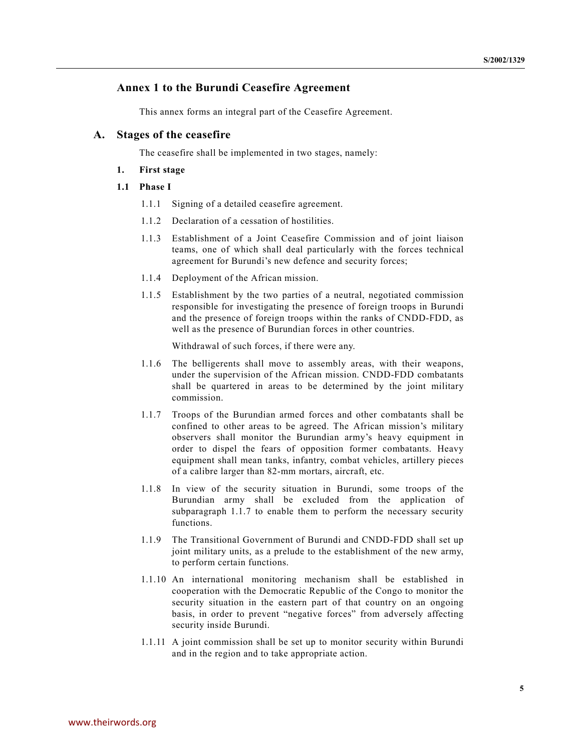## Annex 1 to the Burundi Ceasefire Agreement

This annex forms an integral part of the Ceasefire Agreement.

## A. Stages of the ceasefire

The ceasefire shall be implemented in two stages, namely:

### 1. First stage

#### 1.1 Phase I

1.1.1 Signing of a detailed ceasefire agreement.

1.1.2 Declaration of a cessation of hostilities.

1.1.3 Establishment of a Joint Ceasefire Commission and of joint liaison teams, one of which shall deal particularly with the forces technical agreement for Burundi's new defence and security forces;

1.1.4 Deployment of the African mission.

1.1.5 Establishment by the two parties of a neutral, negotiated commission responsible for investigating the presence of foreign troops in Burundi and the presence of foreign troops within the ranks of CNDD-FDD, as well as the presence of Burundian forces in other countries.

Withdrawal of such forces, if there were any.

1.1.6 The belligerents shall move to assembly areas, with their weapons, under the supervision of the African mission. CNDD-FDD combatants shall be quartered in areas to be determined by the joint military commission.

1.1.7 Troops of the Burundian armed forces and other combatants shall be confined to other areas to be agreed. The African mission's military observers shall monitor the Burundian army's heavy equipment in order to dispel the fears of opposition former combatants. Heavy equipment shall mean tanks, infantry, combat vehicles, artillery pieces of a calibre larger than 82-mm mortars, aircraft, etc.

1.1.8 In view of the security situation in Burundi, some troops of the Burundian army shall be excluded from the application of subparagraph 1.1.7 to enable them to perform the necessary security functions.

1.1.9 The Transitional Government of Burundi and CNDD-FDD shall set up joint military units, as a prelude to the establishment of the new army, to perform certain functions.

1.1.10 An international monitoring mechanism shall be established in cooperation with the Democratic Republic of the Congo to monitor the security situation in the eastern part of that country on an ongoing basis, in order to prevent "negative forces" from adversely affecting security inside Burundi.

1.1.11 A joint commission shall be set up to monitor security within Burundi and in the region and to take appropriate action.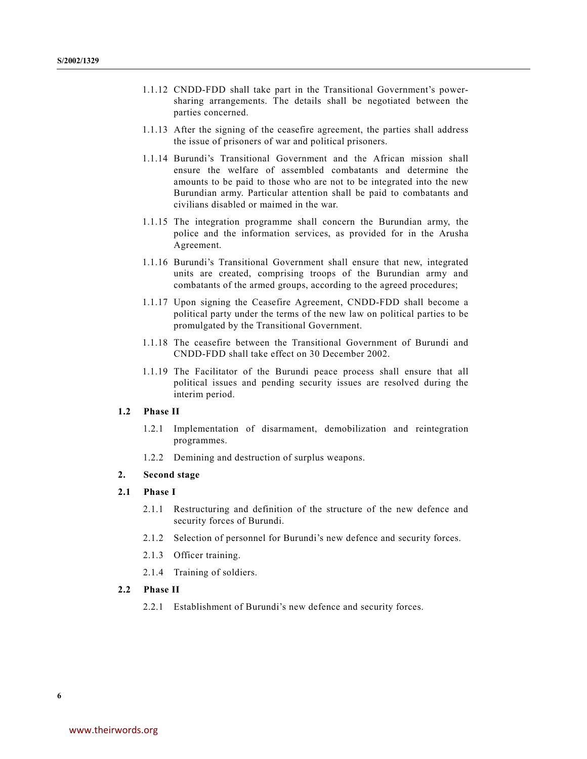1.1.12 CNDD-FDD shall take part in the Transitional Government's power-sharing arrangements. The details shall be negotiated between the parties concerned.

1.1.13 After the signing of the ceasefire agreement, the parties shall address the issue of prisoners of war and political prisoners.

1.1.14 Burundi's Transitional Government and the African mission shall ensure the welfare of assembled combatants and determine the amounts to be paid to those who are not to be integrated into the new Burundian army. Particular attention shall be paid to combatants and civilians disabled or maimed in the war.

1.1.15 The integration programme shall concern the Burundian army, the police and the information services, as provided for in the Arusha Agreement.

1.1.16 Burundi's Transitional Government shall ensure that new, integrated units are created, comprising troops of the Burundian army and combatants of the armed groups, according to the agreed procedures;

1.1.17 Upon signing the Ceasefire Agreement, CNDD-FDD shall become a political party under the terms of the new law on political parties to be promulgated by the Transitional Government.

1.1.18 The ceasefire between the Transitional Government of Burundi and CNDD-FDD shall take effect on 30 December 2002.

1.1.19 The Facilitator of the Burundi peace process shall ensure that all political issues and pending security issues are resolved during the interim period.

**1.2 Phase II**

1.2.1 Implementation of disarmament, demobilization and reintegration programmes.

1.2.2 Demining and destruction of surplus weapons.

**2. Second stage**

**2.1 Phase I**

2.1.1 Restructuring and definition of the structure of the new defence and security forces of Burundi.

2.1.2 Selection of personnel for Burundi's new defence and security forces.

2.1.3 Officer training.

2.1.4 Training of soldiers.

**2.2 Phase II**

2.2.1 Establishment of Burundi's new defence and security forces.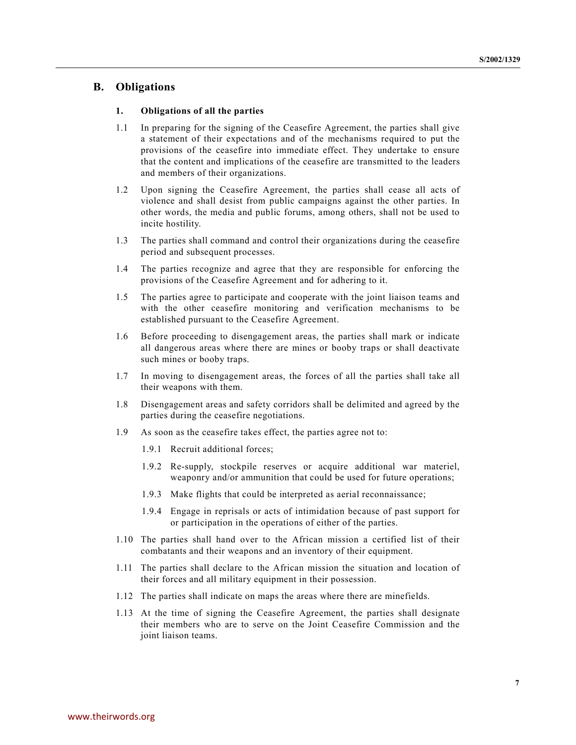## B. Obligations

### 1. Obligations of all the parties

1.1 In preparing for the signing of the Ceasefire Agreement, the parties shall give a statement of their expectations and of the mechanisms required to put the provisions of the ceasefire into immediate effect. They undertake to ensure that the content and implications of the ceasefire are transmitted to the leaders and members of their organizations.

1.2 Upon signing the Ceasefire Agreement, the parties shall cease all acts of violence and shall desist from public campaigns against the other parties. In other words, the media and public forums, among others, shall not be used to incite hostility.

1.3 The parties shall command and control their organizations during the ceasefire period and subsequent processes.

1.4 The parties recognize and agree that they are responsible for enforcing the provisions of the Ceasefire Agreement and for adhering to it.

1.5 The parties agree to participate and cooperate with the joint liaison teams and with the other ceasefire monitoring and verification mechanisms to be established pursuant to the Ceasefire Agreement.

1.6 Before proceeding to disengagement areas, the parties shall mark or indicate all dangerous areas where there are mines or booby traps or shall deactivate such mines or booby traps.

1.7 In moving to disengagement areas, the forces of all the parties shall take all their weapons with them.

1.8 Disengagement areas and safety corridors shall be delimited and agreed by the parties during the ceasefire negotiations.

1.9 As soon as the ceasefire takes effect, the parties agree not to:

- 1.9.1 Recruit additional forces;
- 1.9.2 Re-supply, stockpile reserves or acquire additional war materiel, weaponry and/or ammunition that could be used for future operations;
- 1.9.3 Make flights that could be interpreted as aerial reconnaissance;
- 1.9.4 Engage in reprisals or acts of intimidation because of past support for or participation in the operations of either of the parties.

1.10 The parties shall hand over to the African mission a certified list of their combatants and their weapons and an inventory of their equipment.

1.11 The parties shall declare to the African mission the situation and location of their forces and all military equipment in their possession.

1.12 The parties shall indicate on maps the areas where there are minefields.

1.13 At the time of signing the Ceasefire Agreement, the parties shall designate their members who are to serve on the Joint Ceasefire Commission and the joint liaison teams.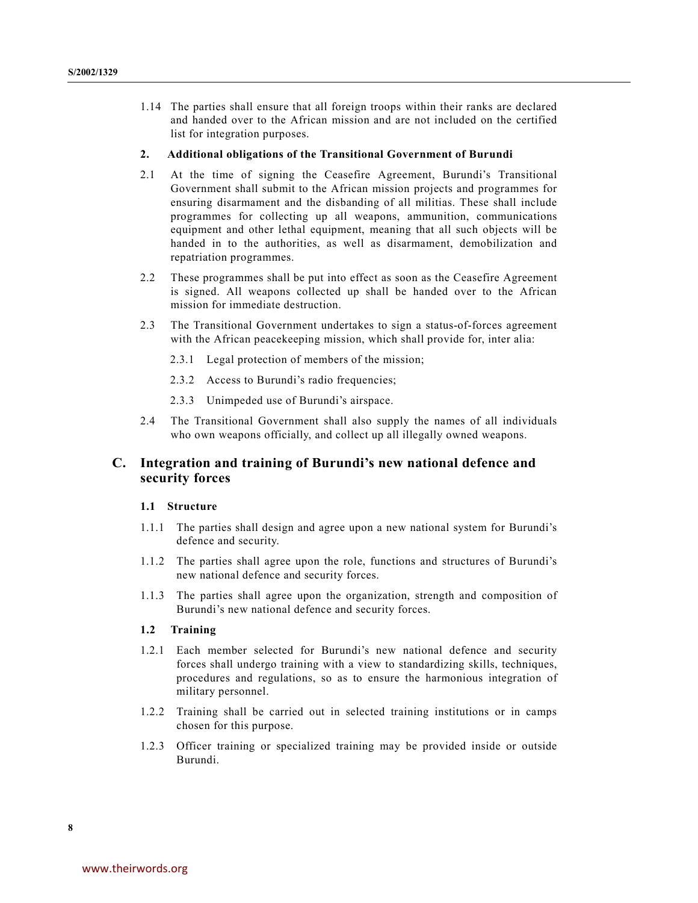1.14 The parties shall ensure that all foreign troops within their ranks are declared and handed over to the African mission and are not included on the certified list for integration purposes.

### 2. Additional obligations of the Transitional Government of Burundi

2.1 At the time of signing the Ceasefire Agreement, Burundi's Transitional Government shall submit to the African mission projects and programmes for ensuring disarmament and the disbanding of all militias. These shall include programmes for collecting up all weapons, ammunition, communications equipment and other lethal equipment, meaning that all such objects will be handed in to the authorities, as well as disarmament, demobilization and repatriation programmes.

2.2 These programmes shall be put into effect as soon as the Ceasefire Agreement is signed. All weapons collected up shall be handed over to the African mission for immediate destruction.

2.3 The Transitional Government undertakes to sign a status-of-forces agreement with the African peacekeeping mission, which shall provide for, inter alia:

2.3.1 Legal protection of members of the mission;

2.3.2 Access to Burundi's radio frequencies;

2.3.3 Unimpeded use of Burundi's airspace.

2.4 The Transitional Government shall also supply the names of all individuals who own weapons officially, and collect up all illegally owned weapons.

## C. Integration and training of Burundi's new national defence and security forces

### 1.1 Structure

1.1.1 The parties shall design and agree upon a new national system for Burundi's defence and security.

1.1.2 The parties shall agree upon the role, functions and structures of Burundi's new national defence and security forces.

1.1.3 The parties shall agree upon the organization, strength and composition of Burundi's new national defence and security forces.

### 1.2 Training

1.2.1 Each member selected for Burundi's new national defence and security forces shall undergo training with a view to standardizing skills, techniques, procedures and regulations, so as to ensure the harmonious integration of military personnel.

1.2.2 Training shall be carried out in selected training institutions or in camps chosen for this purpose.

1.2.3 Officer training or specialized training may be provided inside or outside Burundi.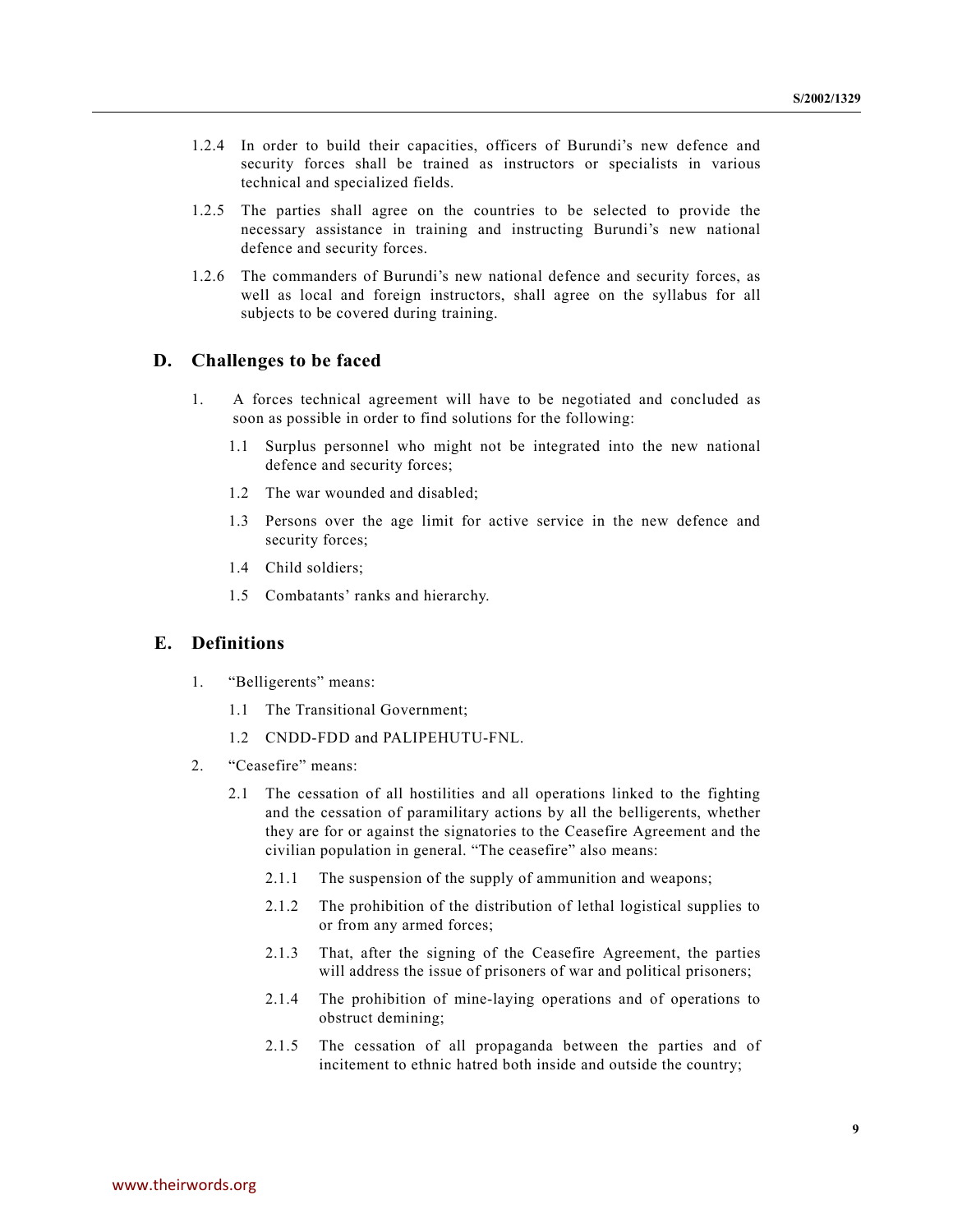1.2.4 In order to build their capacities, officers of Burundi's new defence and security forces shall be trained as instructors or specialists in various technical and specialized fields.

1.2.5 The parties shall agree on the countries to be selected to provide the necessary assistance in training and instructing Burundi's new national defence and security forces.

1.2.6 The commanders of Burundi's new national defence and security forces, as well as local and foreign instructors, shall agree on the syllabus for all subjects to be covered during training.

## D. Challenges to be faced

1. A forces technical agreement will have to be negotiated and concluded as soon as possible in order to find solutions for the following:

   1.1 Surplus personnel who might not be integrated into the new national defence and security forces;

   1.2 The war wounded and disabled;

   1.3 Persons over the age limit for active service in the new defence and security forces;

   1.4 Child soldiers;

   1.5 Combatants' ranks and hierarchy.

## E. Definitions

1. "Belligerents" means:

   1.1 The Transitional Government;

   1.2 CNDD-FDD and PALIPEHUTU-FNL.

2. "Ceasefire" means:

   2.1 The cessation of all hostilities and all operations linked to the fighting and the cessation of paramilitary actions by all the belligerents, whether they are for or against the signatories to the Ceasefire Agreement and the civilian population in general. "The ceasefire" also means:

      2.1.1 The suspension of the supply of ammunition and weapons;

      2.1.2 The prohibition of the distribution of lethal logistical supplies to or from any armed forces;

      2.1.3 That, after the signing of the Ceasefire Agreement, the parties will address the issue of prisoners of war and political prisoners;

      2.1.4 The prohibition of mine-laying operations and of operations to obstruct demining;

      2.1.5 The cessation of all propaganda between the parties and of incitement to ethnic hatred both inside and outside the country;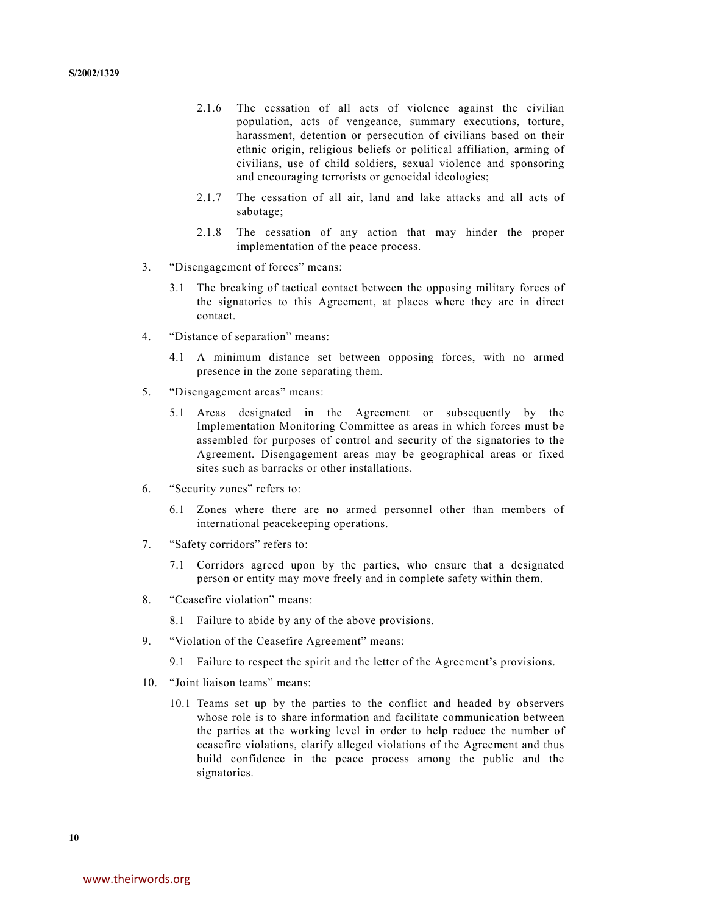2.1.6 The cessation of all acts of violence against the civilian population, acts of vengeance, summary executions, torture, harassment, detention or persecution of civilians based on their ethnic origin, religious beliefs or political affiliation, arming of civilians, use of child soldiers, sexual violence and sponsoring and encouraging terrorists or genocidal ideologies;

2.1.7 The cessation of all air, land and lake attacks and all acts of sabotage;

2.1.8 The cessation of any action that may hinder the proper implementation of the peace process.

3. "Disengagement of forces" means:

 3.1 The breaking of tactical contact between the opposing military forces of the signatories to this Agreement, at places where they are in direct contact.

4. "Distance of separation" means:

 4.1 A minimum distance set between opposing forces, with no armed presence in the zone separating them.

5. "Disengagement areas" means:

 5.1 Areas designated in the Agreement or subsequently by the Implementation Monitoring Committee as areas in which forces must be assembled for purposes of control and security of the signatories to the Agreement. Disengagement areas may be geographical areas or fixed sites such as barracks or other installations.

6. "Security zones" refers to:

 6.1 Zones where there are no armed personnel other than members of international peacekeeping operations.

7. "Safety corridors" refers to:

 7.1 Corridors agreed upon by the parties, who ensure that a designated person or entity may move freely and in complete safety within them.

8. "Ceasefire violation" means:

 8.1 Failure to abide by any of the above provisions.

9. "Violation of the Ceasefire Agreement" means:

 9.1 Failure to respect the spirit and the letter of the Agreement's provisions.

10. "Joint liaison teams" means:

 10.1 Teams set up by the parties to the conflict and headed by observers whose role is to share information and facilitate communication between the parties at the working level in order to help reduce the number of ceasefire violations, clarify alleged violations of the Agreement and thus build confidence in the peace process among the public and the signatories.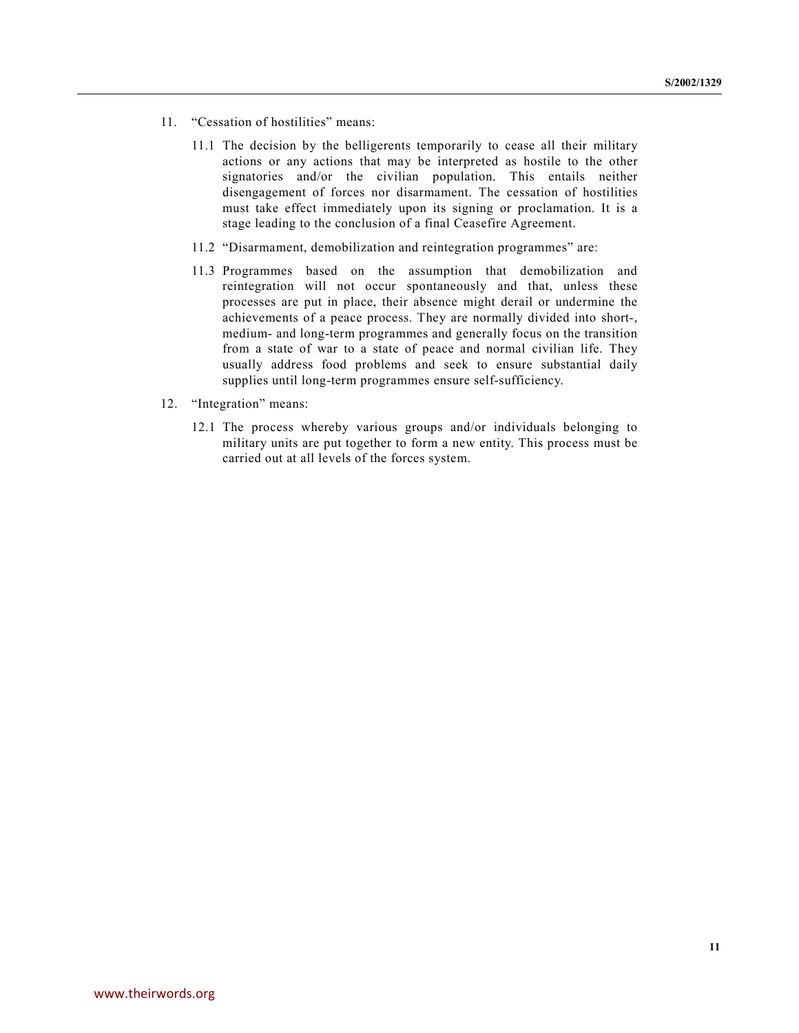11. "Cessation of hostilities" means:

    11.1 The decision by the belligerents temporarily to cease all their military actions or any actions that may be interpreted as hostile to the other signatories and/or the civilian population. This entails neither disengagement of forces nor disarmament. The cessation of hostilities must take effect immediately upon its signing or proclamation. It is a stage leading to the conclusion of a final Ceasefire Agreement.

    11.2 "Disarmament, demobilization and reintegration programmes" are:

    11.3 Programmes based on the assumption that demobilization and reintegration will not occur spontaneously and that, unless these processes are put in place, their absence might derail or undermine the achievements of a peace process. They are normally divided into short-, medium- and long-term programmes and generally focus on the transition from a state of war to a state of peace and normal civilian life. They usually address food problems and seek to ensure substantial daily supplies until long-term programmes ensure self-sufficiency.

12. "Integration" means:

    12.1 The process whereby various groups and/or individuals belonging to military units are put together to form a new entity. This process must be carried out at all levels of the forces system.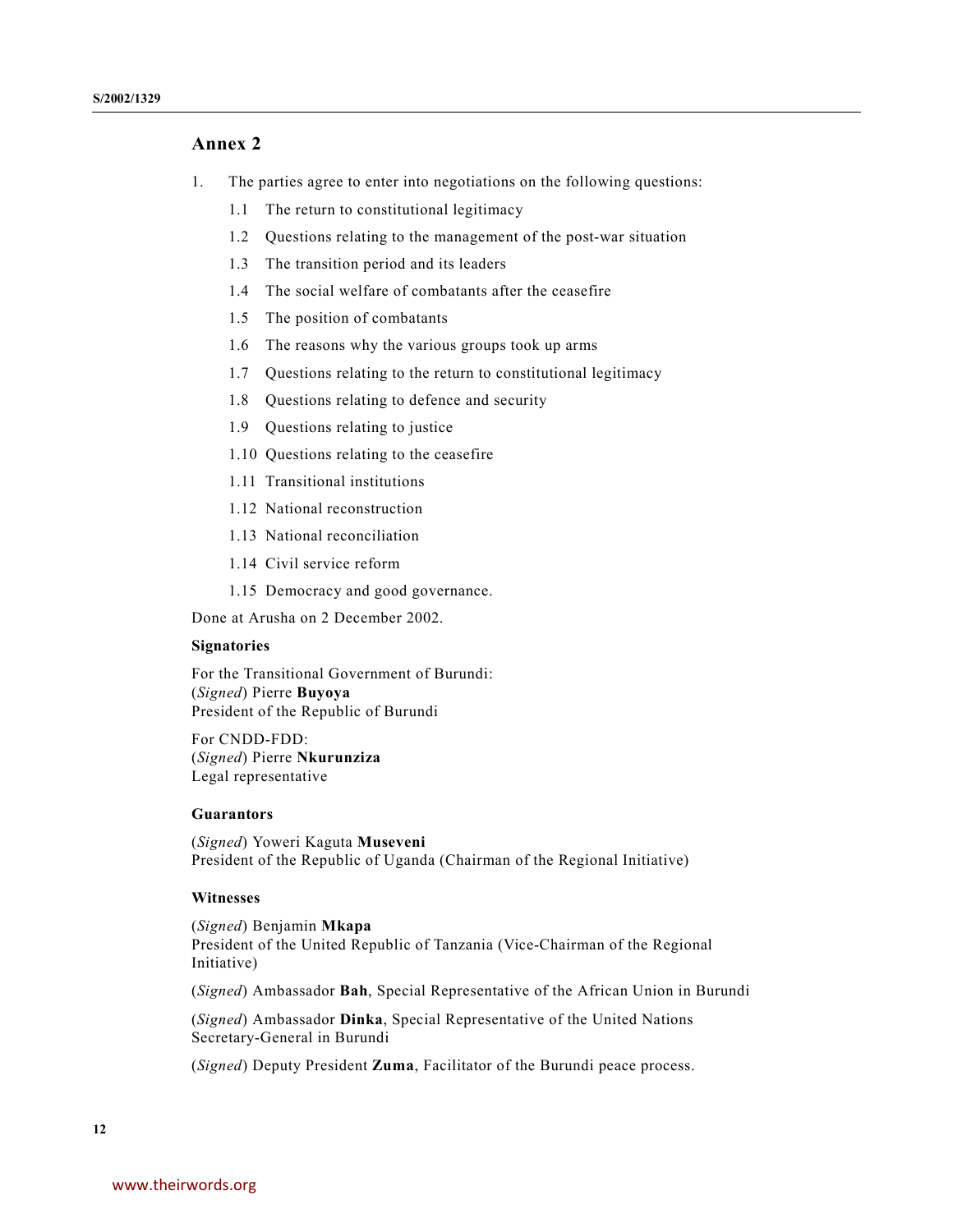## Annex 2

1. The parties agree to enter into negotiations on the following questions:

   1.1 The return to constitutional legitimacy

   1.2 Questions relating to the management of the post-war situation

   1.3 The transition period and its leaders

   1.4 The social welfare of combatants after the ceasefire

   1.5 The position of combatants

   1.6 The reasons why the various groups took up arms

   1.7 Questions relating to the return to constitutional legitimacy

   1.8 Questions relating to defence and security

   1.9 Questions relating to justice

   1.10 Questions relating to the ceasefire

   1.11 Transitional institutions

   1.12 National reconstruction

   1.13 National reconciliation

   1.14 Civil service reform

   1.15 Democracy and good governance.

Done at Arusha on 2 December 2002.

### Signatories

For the Transitional Government of Burundi:
(*Signed*) Pierre **Buyoya**
President of the Republic of Burundi

For CNDD-FDD:
(*Signed*) Pierre **Nkurunziza**
Legal representative

### Guarantors

(*Signed*) Yoweri Kaguta **Museveni**
President of the Republic of Uganda (Chairman of the Regional Initiative)

### Witnesses

(*Signed*) Benjamin **Mkapa**
President of the United Republic of Tanzania (Vice-Chairman of the Regional Initiative)

(*Signed*) Ambassador **Bah**, Special Representative of the African Union in Burundi

(*Signed*) Ambassador **Dinka**, Special Representative of the United Nations Secretary-General in Burundi

(*Signed*) Deputy President **Zuma**, Facilitator of the Burundi peace process.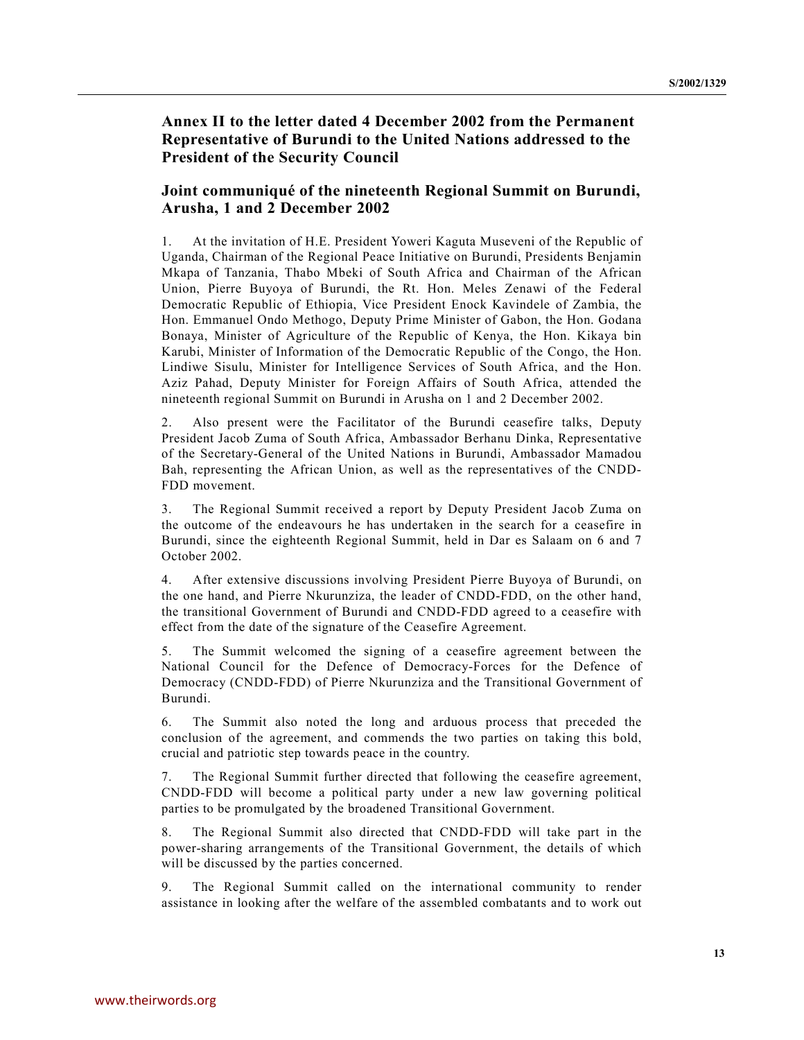## Annex II to the letter dated 4 December 2002 from the Permanent Representative of Burundi to the United Nations addressed to the President of the Security Council

## Joint communiqué of the nineteenth Regional Summit on Burundi, Arusha, 1 and 2 December 2002

1. At the invitation of H.E. President Yoweri Kaguta Museveni of the Republic of Uganda, Chairman of the Regional Peace Initiative on Burundi, Presidents Benjamin Mkapa of Tanzania, Thabo Mbeki of South Africa and Chairman of the African Union, Pierre Buyoya of Burundi, the Rt. Hon. Meles Zenawi of the Federal Democratic Republic of Ethiopia, Vice President Enock Kavindele of Zambia, the Hon. Emmanuel Ondo Methogo, Deputy Prime Minister of Gabon, the Hon. Godana Bonaya, Minister of Agriculture of the Republic of Kenya, the Hon. Kikaya bin Karubi, Minister of Information of the Democratic Republic of the Congo, the Hon. Lindiwe Sisulu, Minister for Intelligence Services of South Africa, and the Hon. Aziz Pahad, Deputy Minister for Foreign Affairs of South Africa, attended the nineteenth regional Summit on Burundi in Arusha on 1 and 2 December 2002.

2. Also present were the Facilitator of the Burundi ceasefire talks, Deputy President Jacob Zuma of South Africa, Ambassador Berhanu Dinka, Representative of the Secretary-General of the United Nations in Burundi, Ambassador Mamadou Bah, representing the African Union, as well as the representatives of the CNDD-FDD movement.

3. The Regional Summit received a report by Deputy President Jacob Zuma on the outcome of the endeavours he has undertaken in the search for a ceasefire in Burundi, since the eighteenth Regional Summit, held in Dar es Salaam on 6 and 7 October 2002.

4. After extensive discussions involving President Pierre Buyoya of Burundi, on the one hand, and Pierre Nkurunziza, the leader of CNDD-FDD, on the other hand, the transitional Government of Burundi and CNDD-FDD agreed to a ceasefire with effect from the date of the signature of the Ceasefire Agreement.

5. The Summit welcomed the signing of a ceasefire agreement between the National Council for the Defence of Democracy-Forces for the Defence of Democracy (CNDD-FDD) of Pierre Nkurunziza and the Transitional Government of Burundi.

6. The Summit also noted the long and arduous process that preceded the conclusion of the agreement, and commends the two parties on taking this bold, crucial and patriotic step towards peace in the country.

7. The Regional Summit further directed that following the ceasefire agreement, CNDD-FDD will become a political party under a new law governing political parties to be promulgated by the broadened Transitional Government.

8. The Regional Summit also directed that CNDD-FDD will take part in the power-sharing arrangements of the Transitional Government, the details of which will be discussed by the parties concerned.

9. The Regional Summit called on the international community to render assistance in looking after the welfare of the assembled combatants and to work out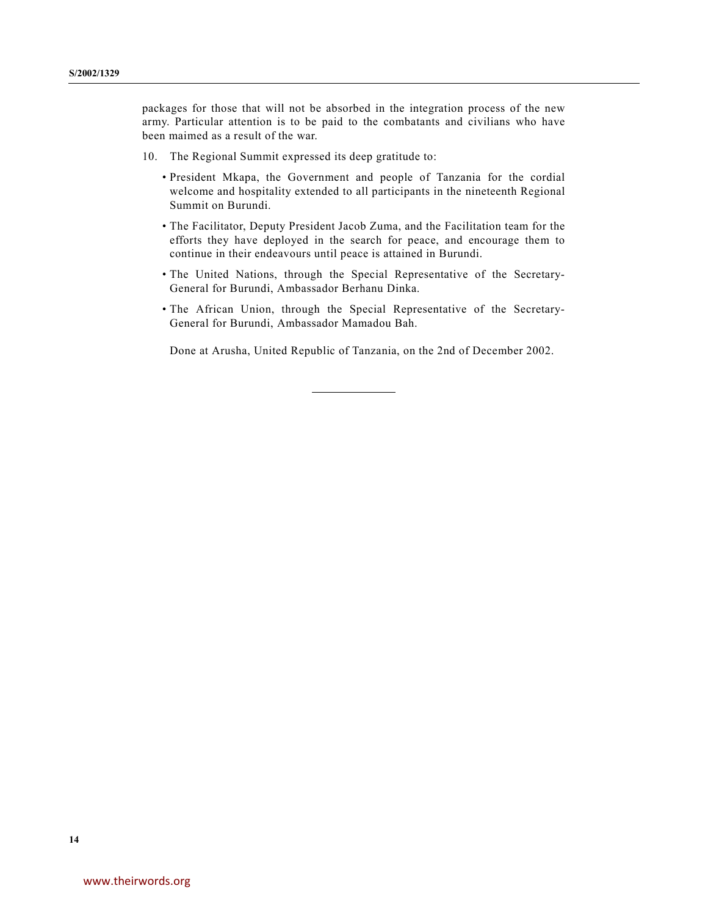packages for those that will not be absorbed in the integration process of the new army. Particular attention is to be paid to the combatants and civilians who have been maimed as a result of the war.

10. The Regional Summit expressed its deep gratitude to:

- President Mkapa, the Government and people of Tanzania for the cordial welcome and hospitality extended to all participants in the nineteenth Regional Summit on Burundi.
- The Facilitator, Deputy President Jacob Zuma, and the Facilitation team for the efforts they have deployed in the search for peace, and encourage them to continue in their endeavours until peace is attained in Burundi.
- The United Nations, through the Special Representative of the Secretary-General for Burundi, Ambassador Berhanu Dinka.
- The African Union, through the Special Representative of the Secretary-General for Burundi, Ambassador Mamadou Bah.

Done at Arusha, United Republic of Tanzania, on the 2nd of December 2002.

www.theirwords.org